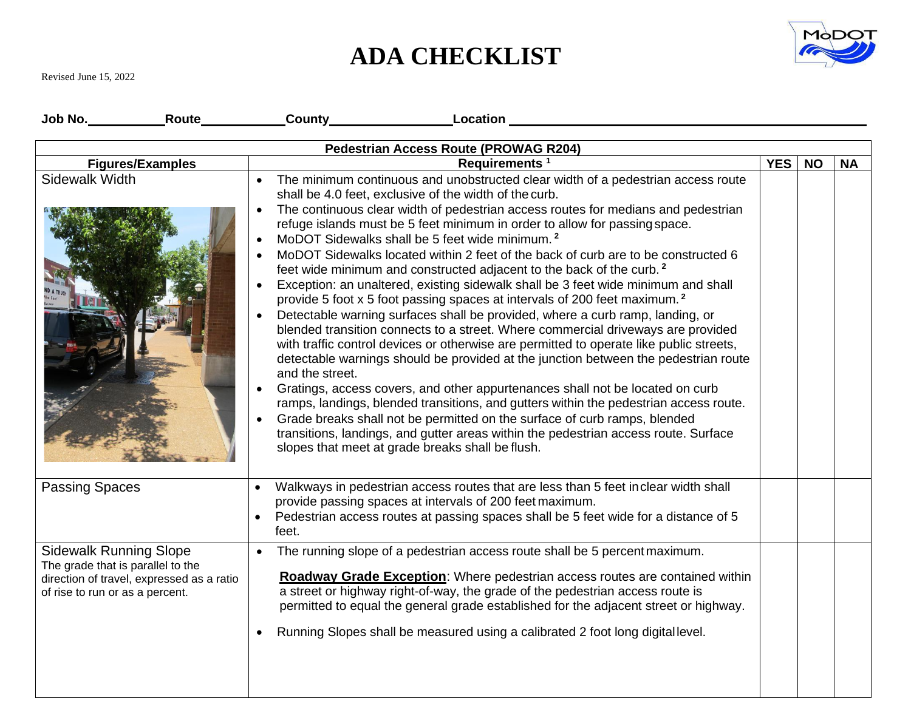# ADA CHECKLIST

Revised June 15, 2022

**Job No.**\_\_\_\_\_\_\_\_\_\_ **Route**\_\_\_\_\_\_\_\_\_\_ **County**\_\_\_\_\_\_\_\_\_\_\_\_\_\_ **Location** \_\_\_\_\_\_\_\_\_\_\_\_\_\_\_\_\_\_\_\_\_\_\_\_\_\_\_\_\_\_\_\_\_\_\_\_\_\_\_\_

| Pedestrian Access Route (PROWAG R204) | | | | |
|---|---|---|---|---|
| **Figures/Examples** | **Requirements [1]** | **YES** | **NO** | **NA** |
| Sidewalk Width | • The minimum continuous and unobstructed clear width of a pedestrian access route shall be 4.0 feet, exclusive of the width of the curb.<br>• The continuous clear width of pedestrian access routes for medians and pedestrian refuge islands must be 5 feet minimum in order to allow for passing space.<br>• MoDOT Sidewalks shall be 5 feet wide minimum. [2]<br>• MoDOT Sidewalks located within 2 feet of the back of curb are to be constructed 6 feet wide minimum and constructed adjacent to the back of the curb. [2]<br>• Exception: an unaltered, existing sidewalk shall be 3 feet wide minimum and shall provide 5 foot x 5 foot passing spaces at intervals of 200 feet maximum. [2]<br>• Detectable warning surfaces shall be provided, where a curb ramp, landing, or blended transition connects to a street. Where commercial driveways are provided with traffic control devices or otherwise are permitted to operate like public streets, detectable warnings should be provided at the junction between the pedestrian route and the street.<br>• Gratings, access covers, and other appurtenances shall not be located on curb ramps, landings, blended transitions, and gutters within the pedestrian access route.<br>• Grade breaks shall not be permitted on the surface of curb ramps, blended transitions, landings, and gutter areas within the pedestrian access route. Surface slopes that meet at grade breaks shall be flush. | | | |
| Passing Spaces | • Walkways in pedestrian access routes that are less than 5 feet in clear width shall provide passing spaces at intervals of 200 feet maximum.<br>• Pedestrian access routes at passing spaces shall be 5 feet wide for a distance of 5 feet. | | | |
| Sidewalk Running Slope<br>The grade that is parallel to the direction of travel, expressed as a ratio of rise to run or as a percent. | • The running slope of a pedestrian access route shall be 5 percent maximum.<br>**Roadway Grade Exception**: Where pedestrian access routes are contained within a street or highway right-of-way, the grade of the pedestrian access route is permitted to equal the general grade established for the adjacent street or highway.<br>• Running Slopes shall be measured using a calibrated 2 foot long digital level. | | | |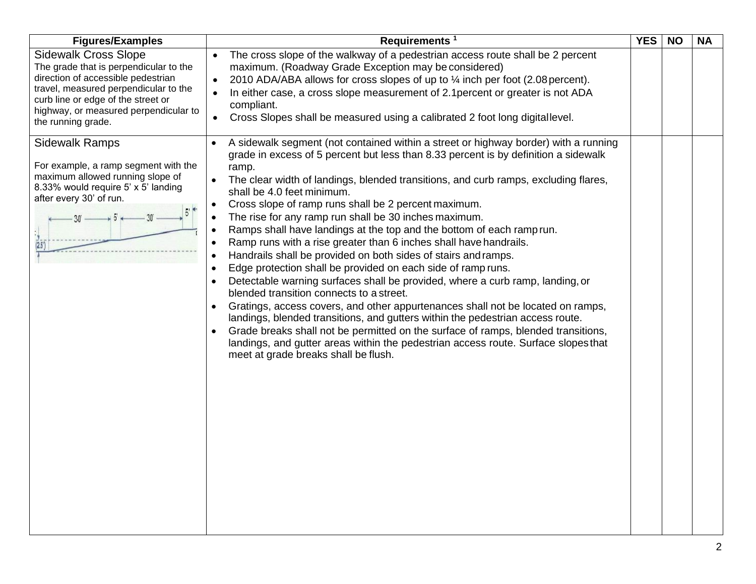| Figures/Examples | Requirements [1] | YES | NO | NA |
|---|---|---|---|---|
| Sidewalk Cross Slope<br>The grade that is perpendicular to the direction of accessible pedestrian travel, measured perpendicular to the curb line or edge of the street or highway, or measured perpendicular to the running grade. | • The cross slope of the walkway of a pedestrian access route shall be 2 percent maximum. (Roadway Grade Exception may be considered)<br>• 2010 ADA/ABA allows for cross slopes of up to ¼ inch per foot (2.08 percent).<br>• In either case, a cross slope measurement of 2.1percent or greater is not ADA compliant.<br>• Cross Slopes shall be measured using a calibrated 2 foot long digital level. | | | |
| Sidewalk Ramps<br><br>For example, a ramp segment with the maximum allowed running slope of 8.33% would require 5' x 5' landing after every 30' of run. | • A sidewalk segment (not contained within a street or highway border) with a running grade in excess of 5 percent but less than 8.33 percent is by definition a sidewalk ramp.<br>• The clear width of landings, blended transitions, and curb ramps, excluding flares, shall be 4.0 feet minimum.<br>• Cross slope of ramp runs shall be 2 percent maximum.<br>• The rise for any ramp run shall be 30 inches maximum.<br>• Ramps shall have landings at the top and the bottom of each ramp run.<br>• Ramp runs with a rise greater than 6 inches shall have handrails.<br>• Handrails shall be provided on both sides of stairs and ramps.<br>• Edge protection shall be provided on each side of ramp runs.<br>• Detectable warning surfaces shall be provided, where a curb ramp, landing, or blended transition connects to a street.<br>• Gratings, access covers, and other appurtenances shall not be located on ramps, landings, blended transitions, and gutters within the pedestrian access route.<br>• Grade breaks shall not be permitted on the surface of ramps, blended transitions, landings, and gutter areas within the pedestrian access route. Surface slopes that meet at grade breaks shall be flush. | | | |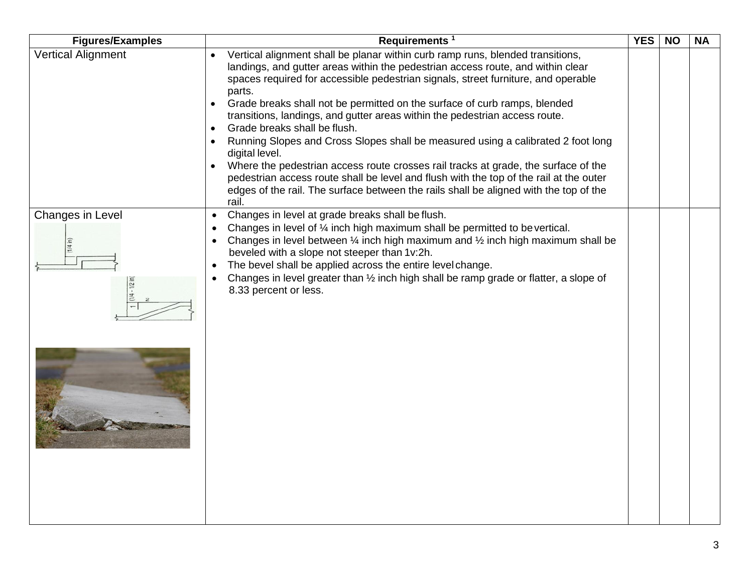| Figures/Examples | Requirements [1] | YES | NO | NA |
|---|---|---|---|---|
| Vertical Alignment | • Vertical alignment shall be planar within curb ramp runs, blended transitions, landings, and gutter areas within the pedestrian access route, and within clear spaces required for accessible pedestrian signals, street furniture, and operable parts.<br>• Grade breaks shall not be permitted on the surface of curb ramps, blended transitions, landings, and gutter areas within the pedestrian access route.<br>• Grade breaks shall be flush.<br>• Running Slopes and Cross Slopes shall be measured using a calibrated 2 foot long digital level.<br>• Where the pedestrian access route crosses rail tracks at grade, the surface of the pedestrian access route shall be level and flush with the top of the rail at the outer edges of the rail. The surface between the rails shall be aligned with the top of the rail. | | | |
| Changes in Level | • Changes in level at grade breaks shall be flush.<br>• Changes in level of ¼ inch high maximum shall be permitted to be vertical.<br>• Changes in level between ¼ inch high maximum and ½ inch high maximum shall be beveled with a slope not steeper than 1v:2h.<br>• The bevel shall be applied across the entire level change.<br>• Changes in level greater than ½ inch high shall be ramp grade or flatter, a slope of 8.33 percent or less. | | | |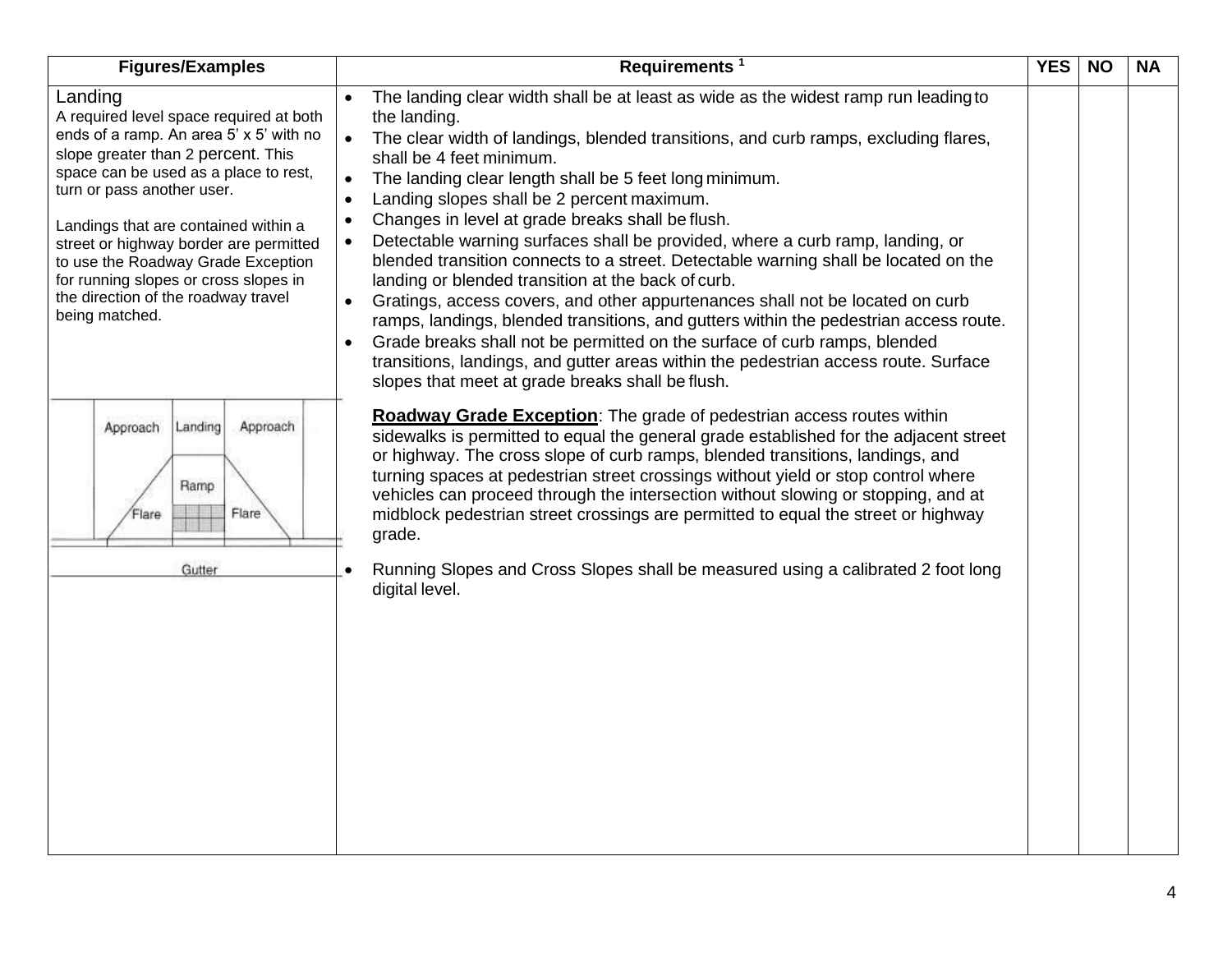| Figures/Examples | Requirements [1] | YES | NO | NA |
|---|---|---|---|---|
| Landing<br>A required level space required at both ends of a ramp. An area 5' x 5' with no slope greater than 2 percent. This space can be used as a place to rest, turn or pass another user.<br><br>Landings that are contained within a street or highway border are permitted to use the Roadway Grade Exception for running slopes or cross slopes in the direction of the roadway travel being matched.<br><br>Approach Landing Approach<br>Ramp<br>Flare Flare<br>Gutter | • The landing clear width shall be at least as wide as the widest ramp run leading to the landing.<br>• The clear width of landings, blended transitions, and curb ramps, excluding flares, shall be 4 feet minimum.<br>• The landing clear length shall be 5 feet long minimum.<br>• Landing slopes shall be 2 percent maximum.<br>• Changes in level at grade breaks shall be flush.<br>• Detectable warning surfaces shall be provided, where a curb ramp, landing, or blended transition connects to a street. Detectable warning shall be located on the landing or blended transition at the back of curb.<br>• Gratings, access covers, and other appurtenances shall not be located on curb ramps, landings, blended transitions, and gutters within the pedestrian access route.<br>• Grade breaks shall not be permitted on the surface of curb ramps, blended transitions, landings, and gutter areas within the pedestrian access route. Surface slopes that meet at grade breaks shall be flush.<br><br>**Roadway Grade Exception**: The grade of pedestrian access routes within sidewalks is permitted to equal the general grade established for the adjacent street or highway. The cross slope of curb ramps, blended transitions, landings, and turning spaces at pedestrian street crossings without yield or stop control where vehicles can proceed through the intersection without slowing or stopping, and at midblock pedestrian street crossings are permitted to equal the street or highway grade.<br><br>• Running Slopes and Cross Slopes shall be measured using a calibrated 2 foot long digital level. | | | |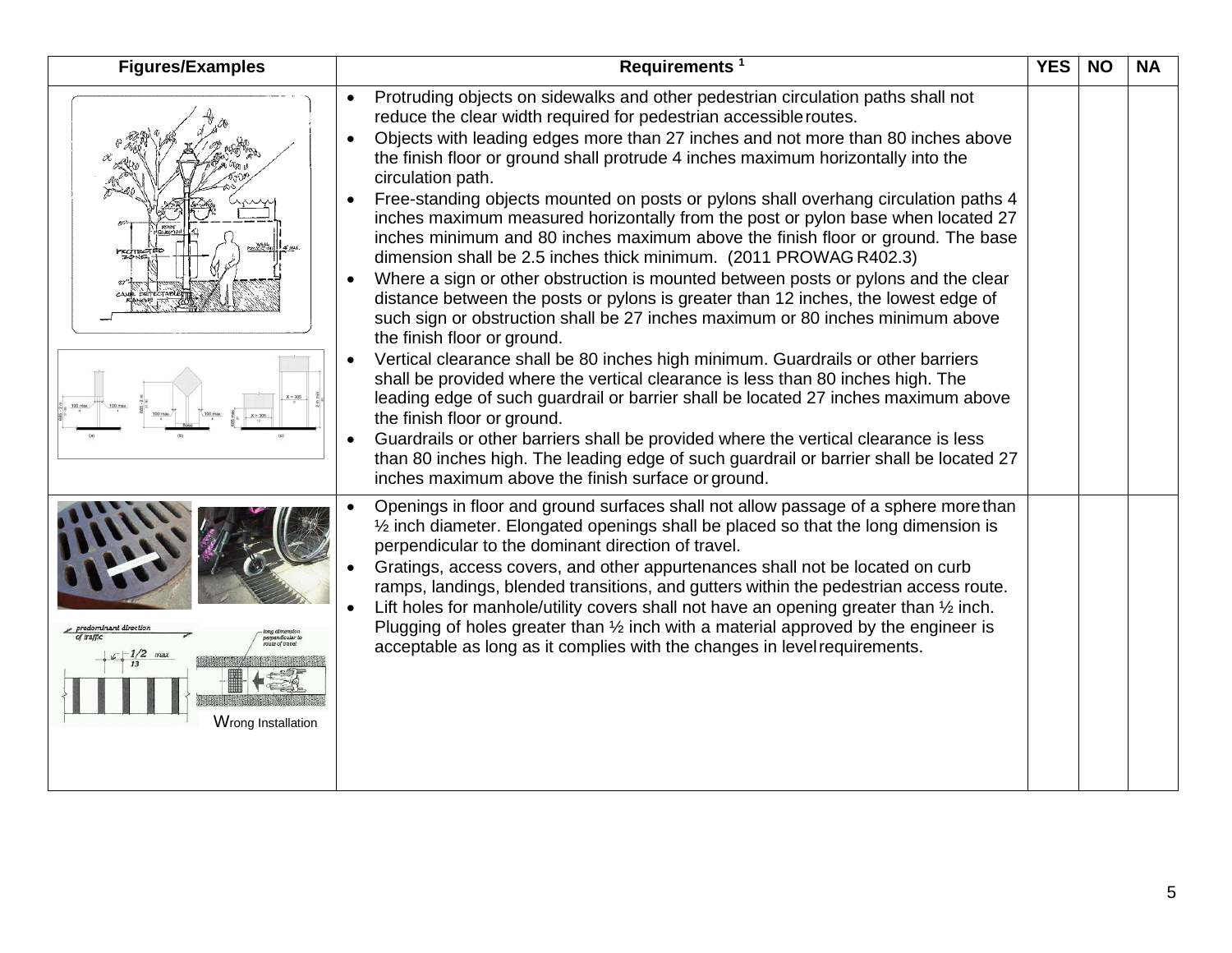| Figures/Examples | Requirements [1] | YES | NO | NA |
|---|---|---|---|---|
| | • Protruding objects on sidewalks and other pedestrian circulation paths shall not reduce the clear width required for pedestrian accessible routes.<br>• Objects with leading edges more than 27 inches and not more than 80 inches above the finish floor or ground shall protrude 4 inches maximum horizontally into the circulation path.<br>• Free-standing objects mounted on posts or pylons shall overhang circulation paths 4 inches maximum measured horizontally from the post or pylon base when located 27 inches minimum and 80 inches maximum above the finish floor or ground. The base dimension shall be 2.5 inches thick minimum. (2011 PROWAG R402.3)<br>• Where a sign or other obstruction is mounted between posts or pylons and the clear distance between the posts or pylons is greater than 12 inches, the lowest edge of such sign or obstruction shall be 27 inches maximum or 80 inches minimum above the finish floor or ground.<br>• Vertical clearance shall be 80 inches high minimum. Guardrails or other barriers shall be provided where the vertical clearance is less than 80 inches high. The leading edge of such guardrail or barrier shall be located 27 inches maximum above the finish floor or ground.<br>• Guardrails or other barriers shall be provided where the vertical clearance is less than 80 inches high. The leading edge of such guardrail or barrier shall be located 27 inches maximum above the finish surface or ground. | | | |
| Wrong Installation | • Openings in floor and ground surfaces shall not allow passage of a sphere more than ½ inch diameter. Elongated openings shall be placed so that the long dimension is perpendicular to the dominant direction of travel.<br>• Gratings, access covers, and other appurtenances shall not be located on curb ramps, landings, blended transitions, and gutters within the pedestrian access route.<br>• Lift holes for manhole/utility covers shall not have an opening greater than ½ inch. Plugging of holes greater than ½ inch with a material approved by the engineer is acceptable as long as it complies with the changes in level requirements. | | | |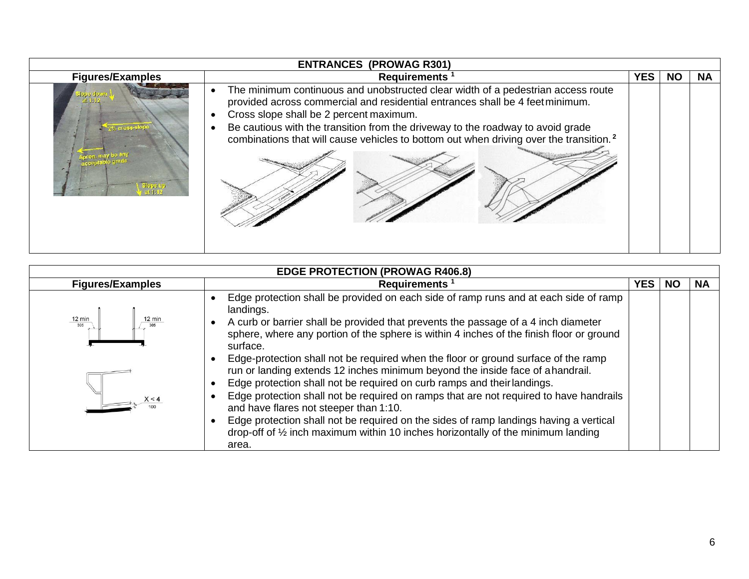| ENTRANCES (PROWAG R301) | | | | |
|---|---|---|---|---|
| **Figures/Examples** | **Requirements [1]** | **YES** | **NO** | **NA** |
| Slope down at 1:12; 2% cross-slope; Apron, may be any acceptable grade; Slope up at 1:12 | • The minimum continuous and unobstructed clear width of a pedestrian access route provided across commercial and residential entrances shall be 4 feet minimum.<br>• Cross slope shall be 2 percent maximum.<br>• Be cautious with the transition from the driveway to the roadway to avoid grade combinations that will cause vehicles to bottom out when driving over the transition. [2] | | | |

| EDGE PROTECTION (PROWAG R406.8) | | | | |
|---|---|---|---|---|
| **Figures/Examples** | **Requirements [1]** | **YES** | **NO** | **NA** |
| 12 min 305; 12 min 305; X < 4 100 | • Edge protection shall be provided on each side of ramp runs and at each side of ramp landings.<br>• A curb or barrier shall be provided that prevents the passage of a 4 inch diameter sphere, where any portion of the sphere is within 4 inches of the finish floor or ground surface.<br>• Edge-protection shall not be required when the floor or ground surface of the ramp run or landing extends 12 inches minimum beyond the inside face of a handrail.<br>• Edge protection shall not be required on curb ramps and their landings.<br>• Edge protection shall not be required on ramps that are not required to have handrails and have flares not steeper than 1:10.<br>• Edge protection shall not be required on the sides of ramp landings having a vertical drop-off of ½ inch maximum within 10 inches horizontally of the minimum landing area. | | | |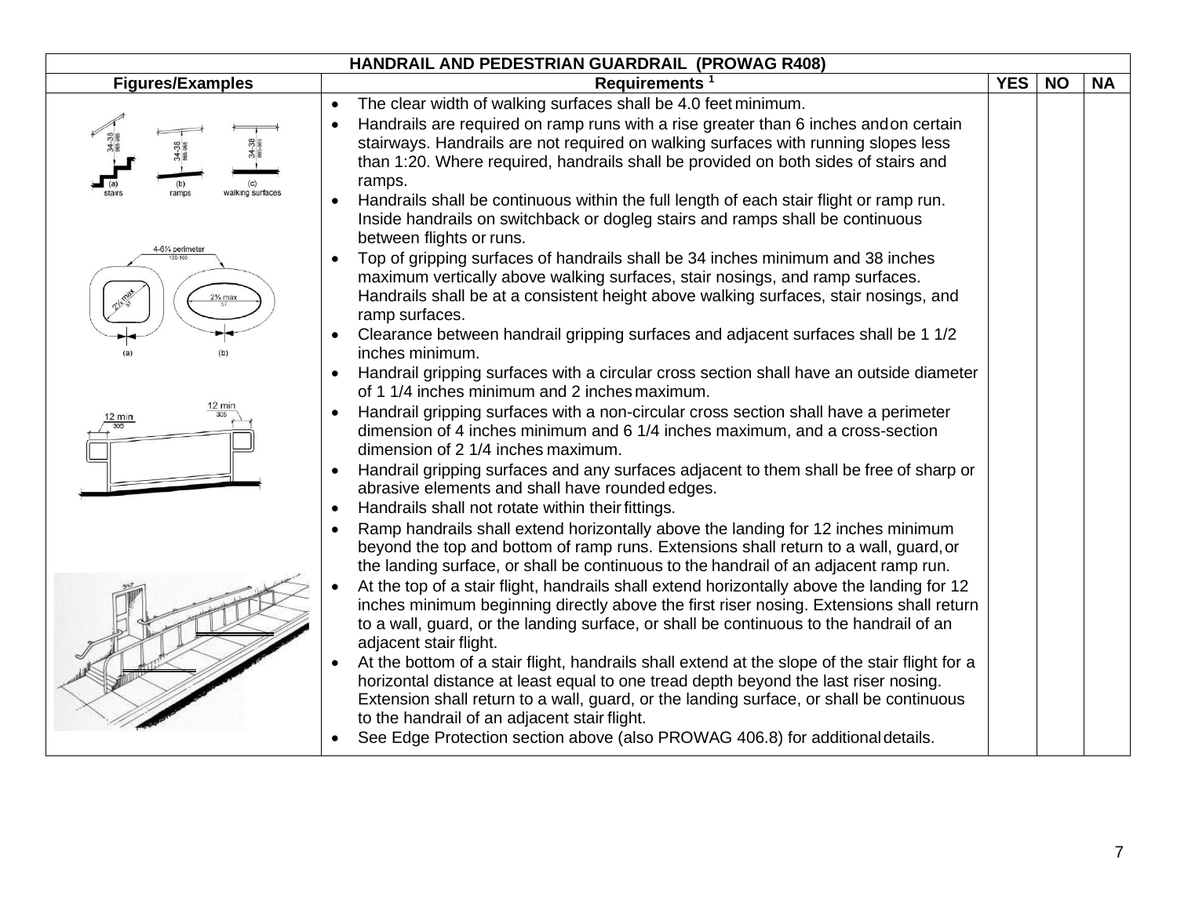| HANDRAIL AND PEDESTRIAN GUARDRAIL (PROWAG R408) | | | | |
| --- | --- | --- | --- | --- |
| **Figures/Examples** | **Requirements [1]** | **YES** | **NO** | **NA** |
| | • The clear width of walking surfaces shall be 4.0 feet minimum.<br>• Handrails are required on ramp runs with a rise greater than 6 inches and on certain stairways. Handrails are not required on walking surfaces with running slopes less than 1:20. Where required, handrails shall be provided on both sides of stairs and ramps.<br>• Handrails shall be continuous within the full length of each stair flight or ramp run. Inside handrails on switchback or dogleg stairs and ramps shall be continuous between flights or runs.<br>• Top of gripping surfaces of handrails shall be 34 inches minimum and 38 inches maximum vertically above walking surfaces, stair nosings, and ramp surfaces. Handrails shall be at a consistent height above walking surfaces, stair nosings, and ramp surfaces.<br>• Clearance between handrail gripping surfaces and adjacent surfaces shall be 1 1/2 inches minimum.<br>• Handrail gripping surfaces with a circular cross section shall have an outside diameter of 1 1/4 inches minimum and 2 inches maximum.<br>• Handrail gripping surfaces with a non-circular cross section shall have a perimeter dimension of 4 inches minimum and 6 1/4 inches maximum, and a cross-section dimension of 2 1/4 inches maximum.<br>• Handrail gripping surfaces and any surfaces adjacent to them shall be free of sharp or abrasive elements and shall have rounded edges.<br>• Handrails shall not rotate within their fittings.<br>• Ramp handrails shall extend horizontally above the landing for 12 inches minimum beyond the top and bottom of ramp runs. Extensions shall return to a wall, guard, or the landing surface, or shall be continuous to the handrail of an adjacent ramp run.<br>• At the top of a stair flight, handrails shall extend horizontally above the landing for 12 inches minimum beginning directly above the first riser nosing. Extensions shall return to a wall, guard, or the landing surface, or shall be continuous to the handrail of an adjacent stair flight.<br>• At the bottom of a stair flight, handrails shall extend at the slope of the stair flight for a horizontal distance at least equal to one tread depth beyond the last riser nosing. Extension shall return to a wall, guard, or the landing surface, or shall be continuous to the handrail of an adjacent stair flight.<br>• See Edge Protection section above (also PROWAG 406.8) for additional details. | | | |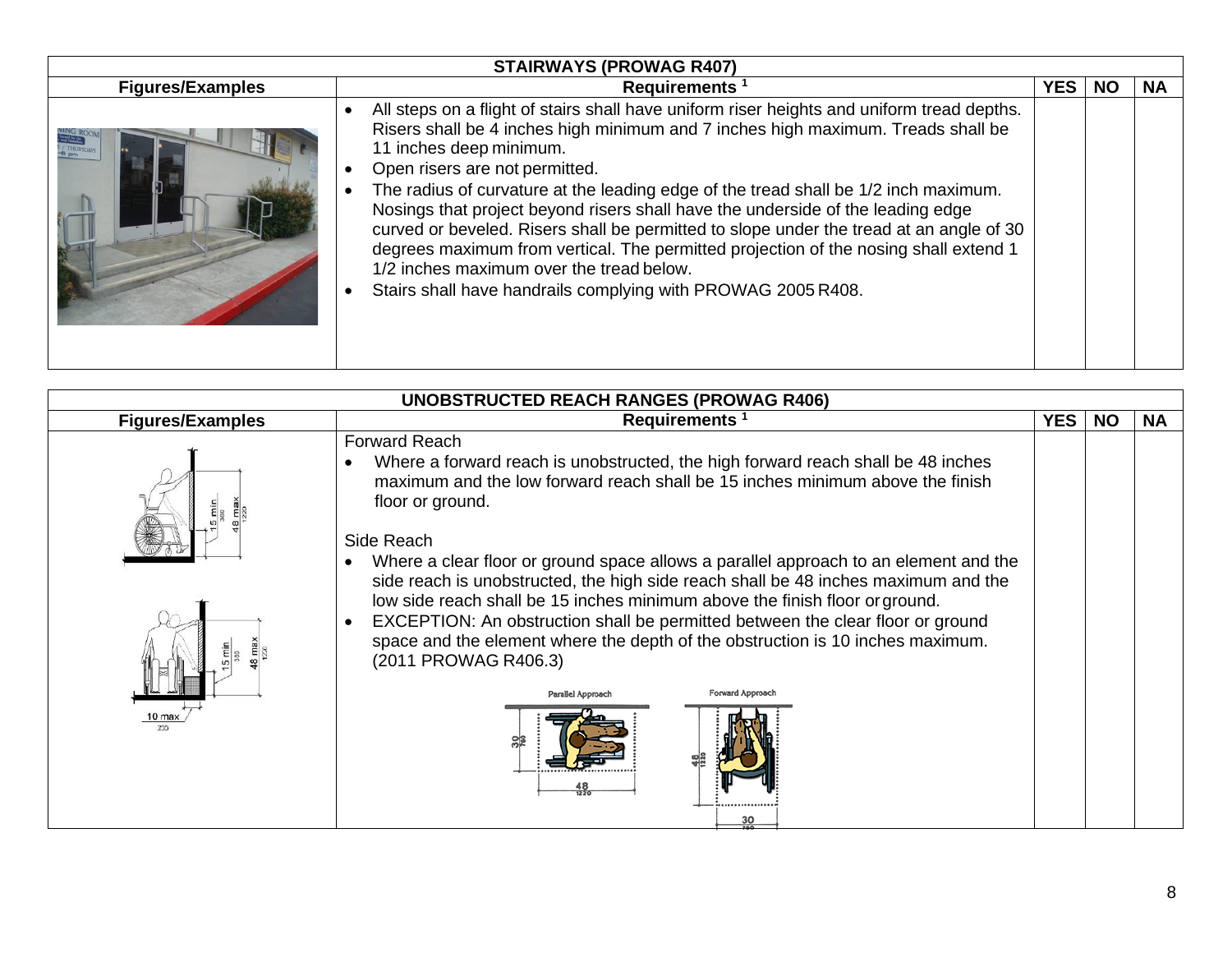| STAIRWAYS (PROWAG R407) | | | | |
|---|---|---|---|---|
| **Figures/Examples** | **Requirements [1]** | **YES** | **NO** | **NA** |
| | • All steps on a flight of stairs shall have uniform riser heights and uniform tread depths. Risers shall be 4 inches high minimum and 7 inches high maximum. Treads shall be 11 inches deep minimum.<br>• Open risers are not permitted.<br>• The radius of curvature at the leading edge of the tread shall be 1/2 inch maximum. Nosings that project beyond risers shall have the underside of the leading edge curved or beveled. Risers shall be permitted to slope under the tread at an angle of 30 degrees maximum from vertical. The permitted projection of the nosing shall extend 1 1/2 inches maximum over the tread below.<br>• Stairs shall have handrails complying with PROWAG 2005 R408. | | | |

| UNOBSTRUCTED REACH RANGES (PROWAG R406) | | | | |
|---|---|---|---|---|
| **Figures/Examples** | **Requirements [1]** | **YES** | **NO** | **NA** |
| | Forward Reach<br>• Where a forward reach is unobstructed, the high forward reach shall be 48 inches maximum and the low forward reach shall be 15 inches minimum above the finish floor or ground.<br><br>Side Reach<br>• Where a clear floor or ground space allows a parallel approach to an element and the side reach is unobstructed, the high side reach shall be 48 inches maximum and the low side reach shall be 15 inches minimum above the finish floor or ground.<br>• EXCEPTION: An obstruction shall be permitted between the clear floor or ground space and the element where the depth of the obstruction is 10 inches maximum. (2011 PROWAG R406.3) | | | |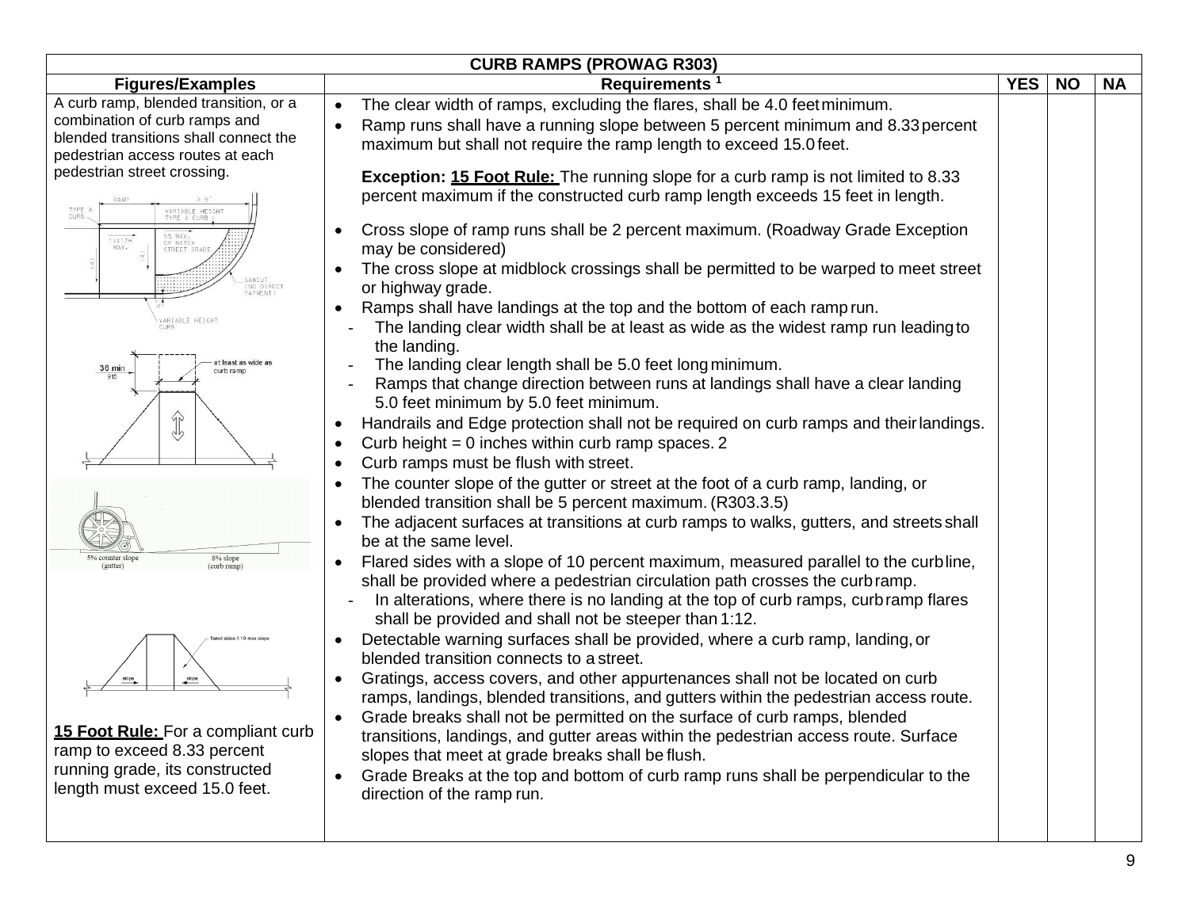| CURB RAMPS (PROWAG R303) | | | | |
|---|---|---|---|---|
| **Figures/Examples** | **Requirements [1]** | **YES** | **NO** | **NA** |
| A curb ramp, blended transition, or a combination of curb ramps and blended transitions shall connect the pedestrian access routes at each pedestrian street crossing.<br><br>**15 Foot Rule:** For a compliant curb ramp to exceed 8.33 percent running grade, its constructed length must exceed 15.0 feet. | • The clear width of ramps, excluding the flares, shall be 4.0 feet minimum.<br>• Ramp runs shall have a running slope between 5 percent minimum and 8.33 percent maximum but shall not require the ramp length to exceed 15.0 feet.<br><br>**Exception: 15 Foot Rule:** The running slope for a curb ramp is not limited to 8.33 percent maximum if the constructed curb ramp length exceeds 15 feet in length.<br><br>• Cross slope of ramp runs shall be 2 percent maximum. (Roadway Grade Exception may be considered)<br>• The cross slope at midblock crossings shall be permitted to be warped to meet street or highway grade.<br>• Ramps shall have landings at the top and the bottom of each ramp run.<br>- The landing clear width shall be at least as wide as the widest ramp run leading to the landing.<br>- The landing clear length shall be 5.0 feet long minimum.<br>- Ramps that change direction between runs at landings shall have a clear landing 5.0 feet minimum by 5.0 feet minimum.<br>• Handrails and Edge protection shall not be required on curb ramps and their landings.<br>• Curb height = 0 inches within curb ramp spaces. 2<br>• Curb ramps must be flush with street.<br>• The counter slope of the gutter or street at the foot of a curb ramp, landing, or blended transition shall be 5 percent maximum. (R303.3.5)<br>• The adjacent surfaces at transitions at curb ramps to walks, gutters, and streets shall be at the same level.<br>• Flared sides with a slope of 10 percent maximum, measured parallel to the curb line, shall be provided where a pedestrian circulation path crosses the curb ramp.<br>- In alterations, where there is no landing at the top of curb ramps, curb ramp flares shall be provided and shall not be steeper than 1:12.<br>• Detectable warning surfaces shall be provided, where a curb ramp, landing, or blended transition connects to a street.<br>• Gratings, access covers, and other appurtenances shall not be located on curb ramps, landings, blended transitions, and gutters within the pedestrian access route.<br>• Grade breaks shall not be permitted on the surface of curb ramps, blended transitions, landings, and gutter areas within the pedestrian access route. Surface slopes that meet at grade breaks shall be flush.<br>• Grade Breaks at the top and bottom of curb ramp runs shall be perpendicular to the direction of the ramp run. | | | |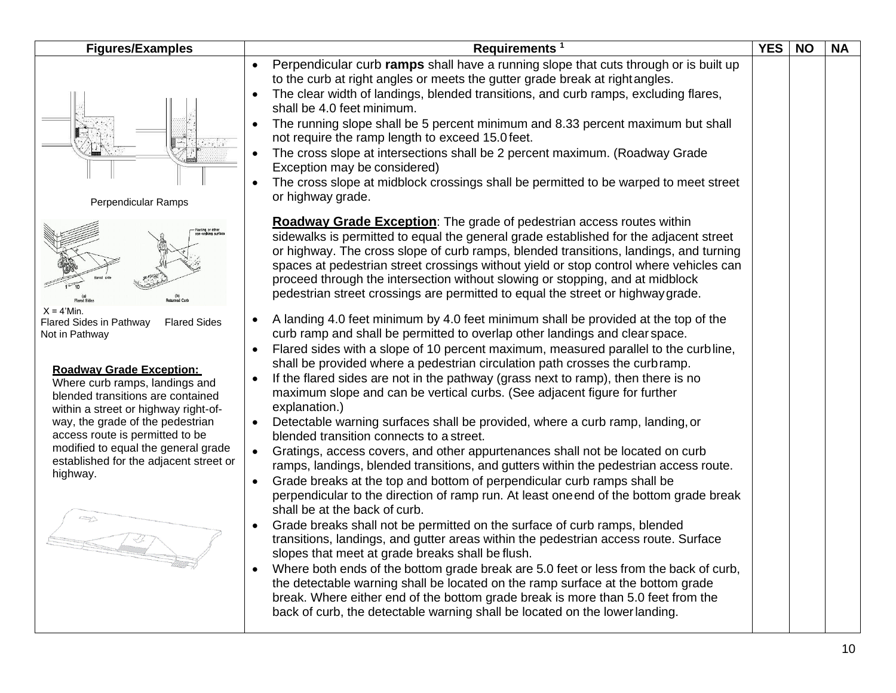| Figures/Examples | Requirements [1] | YES | NO | NA |
|---|---|---|---|---|
| Perpendicular Ramps<br><br>X = 4'Min.<br>Flared Sides in Pathway Flared Sides Not in Pathway<br><br>**Roadway Grade Exception:**<br>Where curb ramps, landings and blended transitions are contained within a street or highway right-of-way, the grade of the pedestrian access route is permitted to be modified to equal the general grade established for the adjacent street or highway. | • Perpendicular curb **ramps** shall have a running slope that cuts through or is built up to the curb at right angles or meets the gutter grade break at right angles.<br>• The clear width of landings, blended transitions, and curb ramps, excluding flares, shall be 4.0 feet minimum.<br>• The running slope shall be 5 percent minimum and 8.33 percent maximum but shall not require the ramp length to exceed 15.0 feet.<br>• The cross slope at intersections shall be 2 percent maximum. (Roadway Grade Exception may be considered)<br>• The cross slope at midblock crossings shall be permitted to be warped to meet street or highway grade.<br><br>**Roadway Grade Exception**: The grade of pedestrian access routes within sidewalks is permitted to equal the general grade established for the adjacent street or highway. The cross slope of curb ramps, blended transitions, landings, and turning spaces at pedestrian street crossings without yield or stop control where vehicles can proceed through the intersection without slowing or stopping, and at midblock pedestrian street crossings are permitted to equal the street or highway grade.<br><br>• A landing 4.0 feet minimum by 4.0 feet minimum shall be provided at the top of the curb ramp and shall be permitted to overlap other landings and clear space.<br>• Flared sides with a slope of 10 percent maximum, measured parallel to the curb line, shall be provided where a pedestrian circulation path crosses the curb ramp.<br>• If the flared sides are not in the pathway (grass next to ramp), then there is no maximum slope and can be vertical curbs. (See adjacent figure for further explanation.)<br>• Detectable warning surfaces shall be provided, where a curb ramp, landing, or blended transition connects to a street.<br>• Gratings, access covers, and other appurtenances shall not be located on curb ramps, landings, blended transitions, and gutters within the pedestrian access route.<br>• Grade breaks at the top and bottom of perpendicular curb ramps shall be perpendicular to the direction of ramp run. At least one end of the bottom grade break shall be at the back of curb.<br>• Grade breaks shall not be permitted on the surface of curb ramps, blended transitions, landings, and gutter areas within the pedestrian access route. Surface slopes that meet at grade breaks shall be flush.<br>• Where both ends of the bottom grade break are 5.0 feet or less from the back of curb, the detectable warning shall be located on the ramp surface at the bottom grade break. Where either end of the bottom grade break is more than 5.0 feet from the back of curb, the detectable warning shall be located on the lower landing. | | | |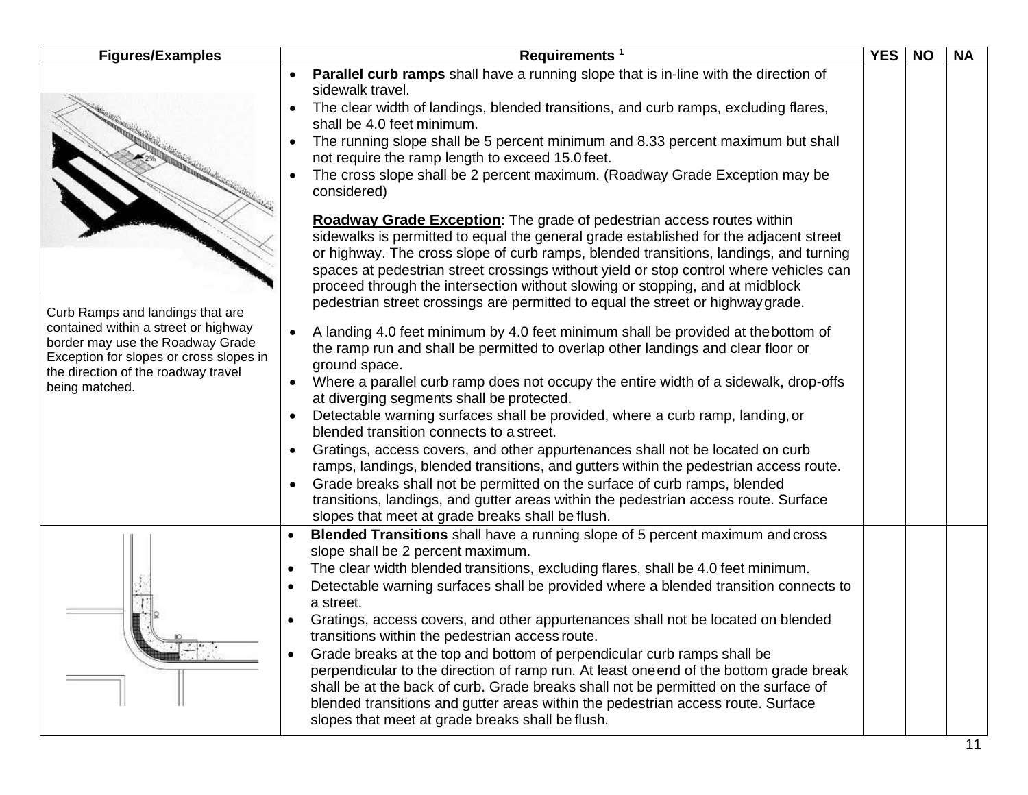| Figures/Examples | Requirements [1] | YES | NO | NA |
|---|---|---|---|---|
| Curb Ramps and landings that are contained within a street or highway border may use the Roadway Grade Exception for slopes or cross slopes in the direction of the roadway travel being matched. | • **Parallel curb ramps** shall have a running slope that is in-line with the direction of sidewalk travel.<br>• The clear width of landings, blended transitions, and curb ramps, excluding flares, shall be 4.0 feet minimum.<br>• The running slope shall be 5 percent minimum and 8.33 percent maximum but shall not require the ramp length to exceed 15.0 feet.<br>• The cross slope shall be 2 percent maximum. (Roadway Grade Exception may be considered)<br><br>**Roadway Grade Exception**: The grade of pedestrian access routes within sidewalks is permitted to equal the general grade established for the adjacent street or highway. The cross slope of curb ramps, blended transitions, landings, and turning spaces at pedestrian street crossings without yield or stop control where vehicles can proceed through the intersection without slowing or stopping, and at midblock pedestrian street crossings are permitted to equal the street or highway grade.<br><br>• A landing 4.0 feet minimum by 4.0 feet minimum shall be provided at the bottom of the ramp run and shall be permitted to overlap other landings and clear floor or ground space.<br>• Where a parallel curb ramp does not occupy the entire width of a sidewalk, drop-offs at diverging segments shall be protected.<br>• Detectable warning surfaces shall be provided, where a curb ramp, landing, or blended transition connects to a street.<br>• Gratings, access covers, and other appurtenances shall not be located on curb ramps, landings, blended transitions, and gutters within the pedestrian access route.<br>• Grade breaks shall not be permitted on the surface of curb ramps, blended transitions, landings, and gutter areas within the pedestrian access route. Surface slopes that meet at grade breaks shall be flush. | | | |
| | • **Blended Transitions** shall have a running slope of 5 percent maximum and cross slope shall be 2 percent maximum.<br>• The clear width blended transitions, excluding flares, shall be 4.0 feet minimum.<br>• Detectable warning surfaces shall be provided where a blended transition connects to a street.<br>• Gratings, access covers, and other appurtenances shall not be located on blended transitions within the pedestrian access route.<br>• Grade breaks at the top and bottom of perpendicular curb ramps shall be perpendicular to the direction of ramp run. At least one end of the bottom grade break shall be at the back of curb. Grade breaks shall not be permitted on the surface of blended transitions and gutter areas within the pedestrian access route. Surface slopes that meet at grade breaks shall be flush. | | | |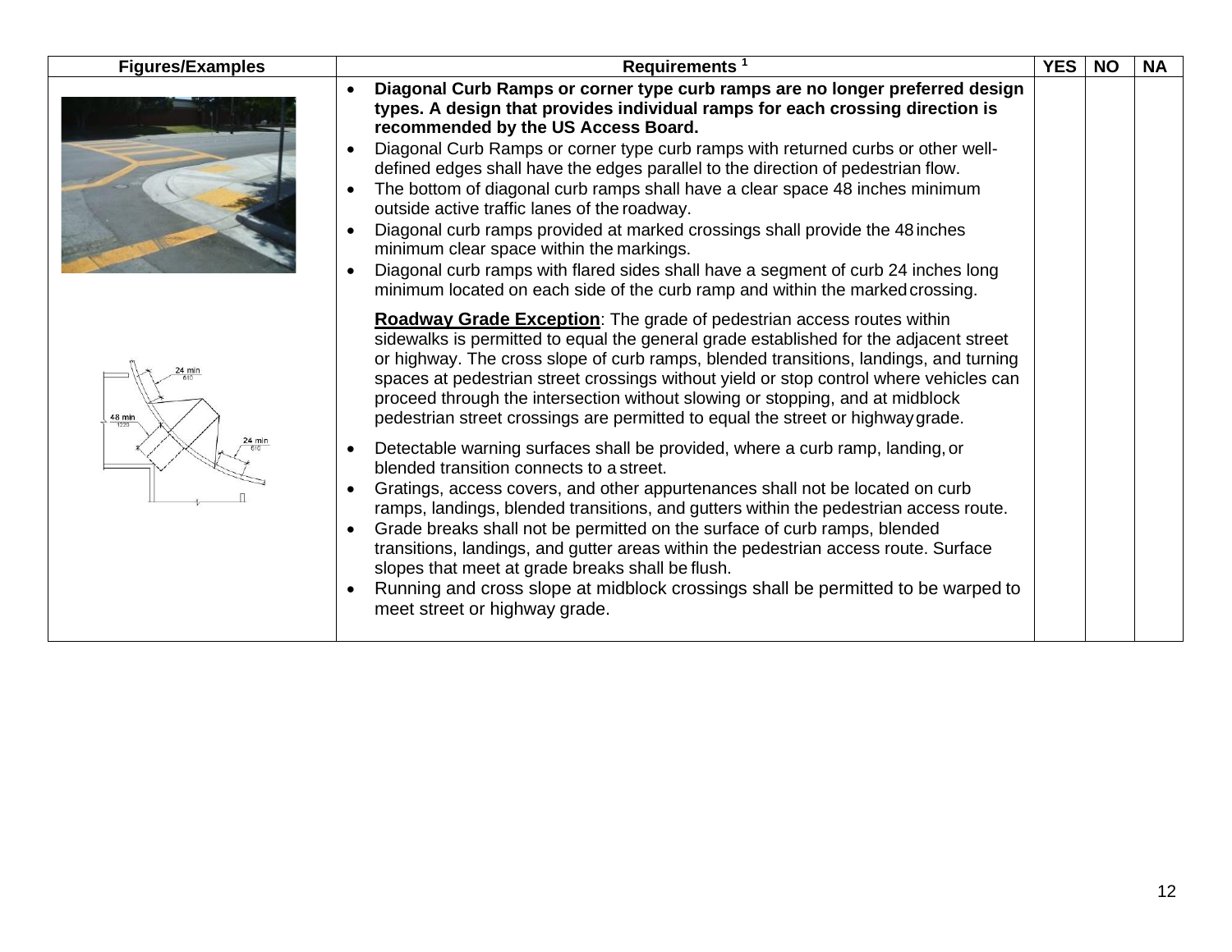| Figures/Examples | Requirements [1] | YES | NO | NA |
|---|---|---|---|---|
| | • **Diagonal Curb Ramps or corner type curb ramps are no longer preferred design types. A design that provides individual ramps for each crossing direction is recommended by the US Access Board.**<br>• Diagonal Curb Ramps or corner type curb ramps with returned curbs or other well-defined edges shall have the edges parallel to the direction of pedestrian flow.<br>• The bottom of diagonal curb ramps shall have a clear space 48 inches minimum outside active traffic lanes of the roadway.<br>• Diagonal curb ramps provided at marked crossings shall provide the 48 inches minimum clear space within the markings.<br>• Diagonal curb ramps with flared sides shall have a segment of curb 24 inches long minimum located on each side of the curb ramp and within the marked crossing.<br><br>**Roadway Grade Exception**: The grade of pedestrian access routes within sidewalks is permitted to equal the general grade established for the adjacent street or highway. The cross slope of curb ramps, blended transitions, landings, and turning spaces at pedestrian street crossings without yield or stop control where vehicles can proceed through the intersection without slowing or stopping, and at midblock pedestrian street crossings are permitted to equal the street or highway grade.<br><br>• Detectable warning surfaces shall be provided, where a curb ramp, landing, or blended transition connects to a street.<br>• Gratings, access covers, and other appurtenances shall not be located on curb ramps, landings, blended transitions, and gutters within the pedestrian access route.<br>• Grade breaks shall not be permitted on the surface of curb ramps, blended transitions, landings, and gutter areas within the pedestrian access route. Surface slopes that meet at grade breaks shall be flush.<br>• Running and cross slope at midblock crossings shall be permitted to be warped to meet street or highway grade. | | | |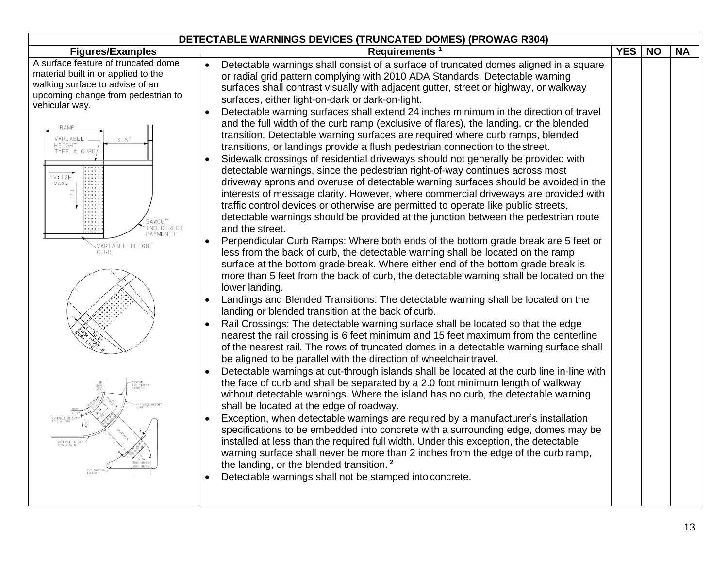| DETECTABLE WARNINGS DEVICES (TRUNCATED DOMES) (PROWAG R304) | | | | |
|---|---|---|---|---|
| **Figures/Examples** | **Requirements [1]** | **YES** | **NO** | **NA** |
| A surface feature of truncated dome material built in or applied to the walking surface to advise of an upcoming change from pedestrian to vehicular way. | • Detectable warnings shall consist of a surface of truncated domes aligned in a square or radial grid pattern complying with 2010 ADA Standards. Detectable warning surfaces shall contrast visually with adjacent gutter, street or highway, or walkway surfaces, either light-on-dark or dark-on-light.<br>• Detectable warning surfaces shall extend 24 inches minimum in the direction of travel and the full width of the curb ramp (exclusive of flares), the landing, or the blended transition. Detectable warning surfaces are required where curb ramps, blended transitions, or landings provide a flush pedestrian connection to the street.<br>• Sidewalk crossings of residential driveways should not generally be provided with detectable warnings, since the pedestrian right-of-way continues across most driveway aprons and overuse of detectable warning surfaces should be avoided in the interests of message clarity. However, where commercial driveways are provided with traffic control devices or otherwise are permitted to operate like public streets, detectable warnings should be provided at the junction between the pedestrian route and the street.<br>• Perpendicular Curb Ramps: Where both ends of the bottom grade break are 5 feet or less from the back of curb, the detectable warning shall be located on the ramp surface at the bottom grade break. Where either end of the bottom grade break is more than 5 feet from the back of curb, the detectable warning shall be located on the lower landing.<br>• Landings and Blended Transitions: The detectable warning shall be located on the landing or blended transition at the back of curb.<br>• Rail Crossings: The detectable warning surface shall be located so that the edge nearest the rail crossing is 6 feet minimum and 15 feet maximum from the centerline of the nearest rail. The rows of truncated domes in a detectable warning surface shall be aligned to be parallel with the direction of wheelchair travel.<br>• Detectable warnings at cut-through islands shall be located at the curb line in-line with the face of curb and shall be separated by a 2.0 foot minimum length of walkway without detectable warnings. Where the island has no curb, the detectable warning shall be located at the edge of roadway.<br>• Exception, when detectable warnings are required by a manufacturer's installation specifications to be embedded into concrete with a surrounding edge, domes may be installed at less than the required full width. Under this exception, the detectable warning surface shall never be more than 2 inches from the edge of the curb ramp, the landing, or the blended transition. [2]<br>• Detectable warnings shall not be stamped into concrete. | | | |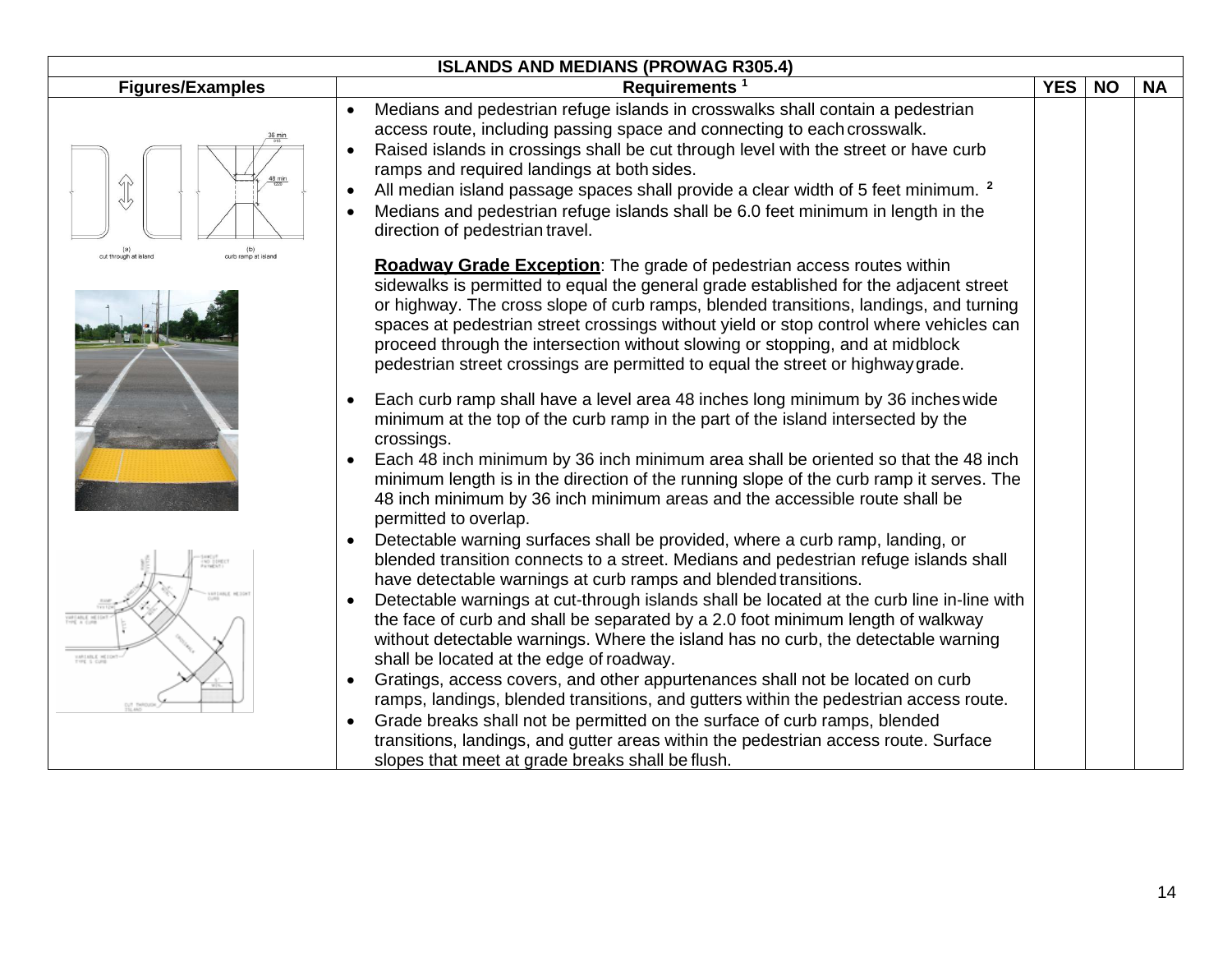| ISLANDS AND MEDIANS (PROWAG R305.4) | | | | |
|---|---|---|---|---|
| **Figures/Examples** | **Requirements** [1] | **YES** | **NO** | **NA** |
| (a) cut through at island; (b) curb ramp at island | • Medians and pedestrian refuge islands in crosswalks shall contain a pedestrian access route, including passing space and connecting to each crosswalk.<br>• Raised islands in crossings shall be cut through level with the street or have curb ramps and required landings at both sides.<br>• All median island passage spaces shall provide a clear width of 5 feet minimum. [2]<br>• Medians and pedestrian refuge islands shall be 6.0 feet minimum in length in the direction of pedestrian travel.<br><br>**Roadway Grade Exception**: The grade of pedestrian access routes within sidewalks is permitted to equal the general grade established for the adjacent street or highway. The cross slope of curb ramps, blended transitions, landings, and turning spaces at pedestrian street crossings without yield or stop control where vehicles can proceed through the intersection without slowing or stopping, and at midblock pedestrian street crossings are permitted to equal the street or highway grade.<br><br>• Each curb ramp shall have a level area 48 inches long minimum by 36 inches wide minimum at the top of the curb ramp in the part of the island intersected by the crossings.<br>• Each 48 inch minimum by 36 inch minimum area shall be oriented so that the 48 inch minimum length is in the direction of the running slope of the curb ramp it serves. The 48 inch minimum by 36 inch minimum areas and the accessible route shall be permitted to overlap.<br>• Detectable warning surfaces shall be provided, where a curb ramp, landing, or blended transition connects to a street. Medians and pedestrian refuge islands shall have detectable warnings at curb ramps and blended transitions.<br>• Detectable warnings at cut-through islands shall be located at the curb line in-line with the face of curb and shall be separated by a 2.0 foot minimum length of walkway without detectable warnings. Where the island has no curb, the detectable warning shall be located at the edge of roadway.<br>• Gratings, access covers, and other appurtenances shall not be located on curb ramps, landings, blended transitions, and gutters within the pedestrian access route.<br>• Grade breaks shall not be permitted on the surface of curb ramps, blended transitions, landings, and gutter areas within the pedestrian access route. Surface slopes that meet at grade breaks shall be flush. | | | |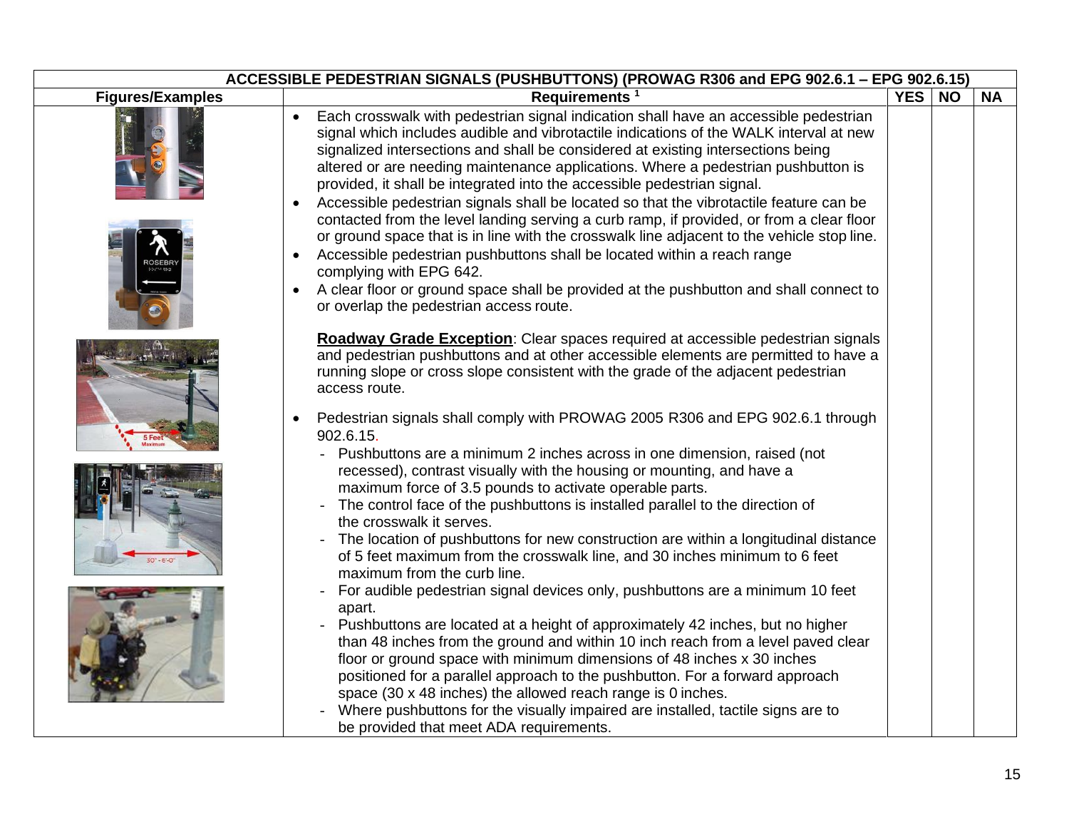| ACCESSIBLE PEDESTRIAN SIGNALS (PUSHBUTTONS) (PROWAG R306 and EPG 902.6.1 – EPG 902.6.15) | | | | |
|---|---|---|---|---|
| **Figures/Examples** | **Requirements** [1] | **YES** | **NO** | **NA** |
| | • Each crosswalk with pedestrian signal indication shall have an accessible pedestrian signal which includes audible and vibrotactile indications of the WALK interval at new signalized intersections and shall be considered at existing intersections being altered or are needing maintenance applications. Where a pedestrian pushbutton is provided, it shall be integrated into the accessible pedestrian signal.<br>• Accessible pedestrian signals shall be located so that the vibrotactile feature can be contacted from the level landing serving a curb ramp, if provided, or from a clear floor or ground space that is in line with the crosswalk line adjacent to the vehicle stop line.<br>• Accessible pedestrian pushbuttons shall be located within a reach range complying with EPG 642.<br>• A clear floor or ground space shall be provided at the pushbutton and shall connect to or overlap the pedestrian access route.<br><br>**Roadway Grade Exception**: Clear spaces required at accessible pedestrian signals and pedestrian pushbuttons and at other accessible elements are permitted to have a running slope or cross slope consistent with the grade of the adjacent pedestrian access route.<br><br>• Pedestrian signals shall comply with PROWAG 2005 R306 and EPG 902.6.1 through 902.6.15.<br>- Pushbuttons are a minimum 2 inches across in one dimension, raised (not recessed), contrast visually with the housing or mounting, and have a maximum force of 3.5 pounds to activate operable parts.<br>- The control face of the pushbuttons is installed parallel to the direction of the crosswalk it serves.<br>- The location of pushbuttons for new construction are within a longitudinal distance of 5 feet maximum from the crosswalk line, and 30 inches minimum to 6 feet maximum from the curb line.<br>- For audible pedestrian signal devices only, pushbuttons are a minimum 10 feet apart.<br>- Pushbuttons are located at a height of approximately 42 inches, but no higher than 48 inches from the ground and within 10 inch reach from a level paved clear floor or ground space with minimum dimensions of 48 inches x 30 inches positioned for a parallel approach to the pushbutton. For a forward approach space (30 x 48 inches) the allowed reach range is 0 inches.<br>- Where pushbuttons for the visually impaired are installed, tactile signs are to be provided that meet ADA requirements. | | | |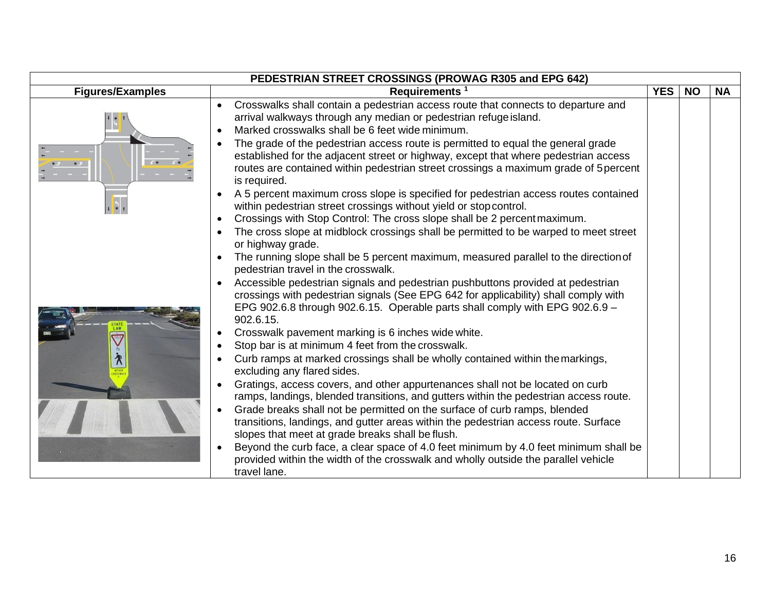| PEDESTRIAN STREET CROSSINGS (PROWAG R305 and EPG 642) | | | | |
|---|---|---|---|---|
| **Figures/Examples** | **Requirements** [1] | **YES** | **NO** | **NA** |
| | • Crosswalks shall contain a pedestrian access route that connects to departure and arrival walkways through any median or pedestrian refuge island.<br>• Marked crosswalks shall be 6 feet wide minimum.<br>• The grade of the pedestrian access route is permitted to equal the general grade established for the adjacent street or highway, except that where pedestrian access routes are contained within pedestrian street crossings a maximum grade of 5 percent is required.<br>• A 5 percent maximum cross slope is specified for pedestrian access routes contained within pedestrian street crossings without yield or stop control.<br>• Crossings with Stop Control: The cross slope shall be 2 percent maximum.<br>• The cross slope at midblock crossings shall be permitted to be warped to meet street or highway grade.<br>• The running slope shall be 5 percent maximum, measured parallel to the direction of pedestrian travel in the crosswalk.<br>• Accessible pedestrian signals and pedestrian pushbuttons provided at pedestrian crossings with pedestrian signals (See EPG 642 for applicability) shall comply with EPG 902.6.8 through 902.6.15. Operable parts shall comply with EPG 902.6.9 – 902.6.15.<br>• Crosswalk pavement marking is 6 inches wide white.<br>• Stop bar is at minimum 4 feet from the crosswalk.<br>• Curb ramps at marked crossings shall be wholly contained within the markings, excluding any flared sides.<br>• Gratings, access covers, and other appurtenances shall not be located on curb ramps, landings, blended transitions, and gutters within the pedestrian access route.<br>• Grade breaks shall not be permitted on the surface of curb ramps, blended transitions, landings, and gutter areas within the pedestrian access route. Surface slopes that meet at grade breaks shall be flush.<br>• Beyond the curb face, a clear space of 4.0 feet minimum by 4.0 feet minimum shall be provided within the width of the crosswalk and wholly outside the parallel vehicle travel lane. | | | |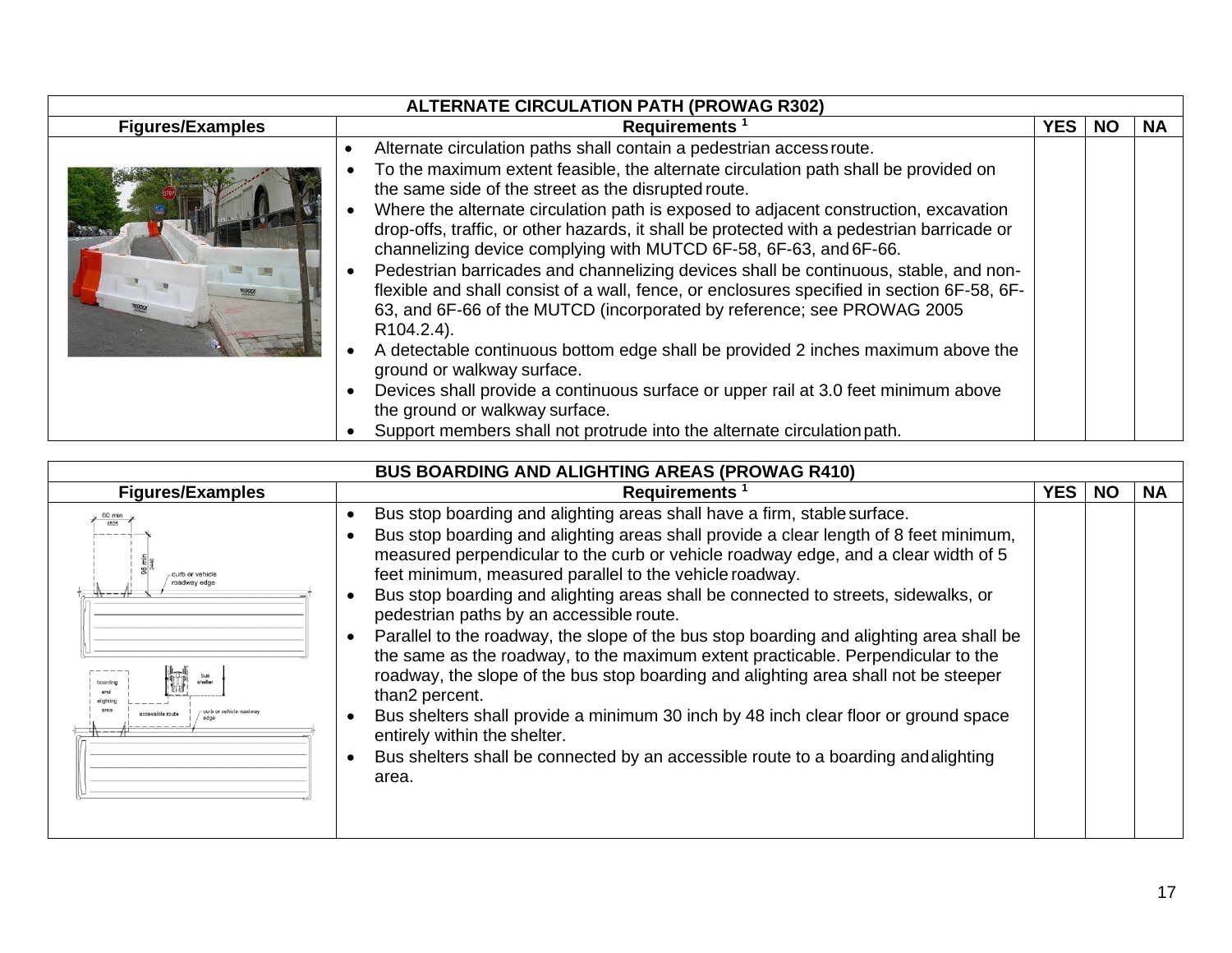| ALTERNATE CIRCULATION PATH (PROWAG R302) | | | | |
|---|---|---|---|---|
| **Figures/Examples** | **Requirements [1]** | **YES** | **NO** | **NA** |
| | • Alternate circulation paths shall contain a pedestrian access route.<br>• To the maximum extent feasible, the alternate circulation path shall be provided on the same side of the street as the disrupted route.<br>• Where the alternate circulation path is exposed to adjacent construction, excavation drop-offs, traffic, or other hazards, it shall be protected with a pedestrian barricade or channelizing device complying with MUTCD 6F-58, 6F-63, and 6F-66.<br>• Pedestrian barricades and channelizing devices shall be continuous, stable, and non-flexible and shall consist of a wall, fence, or enclosures specified in section 6F-58, 6F-63, and 6F-66 of the MUTCD (incorporated by reference; see PROWAG 2005 R104.2.4).<br>• A detectable continuous bottom edge shall be provided 2 inches maximum above the ground or walkway surface.<br>• Devices shall provide a continuous surface or upper rail at 3.0 feet minimum above the ground or walkway surface.<br>• Support members shall not protrude into the alternate circulation path. | | | |

| BUS BOARDING AND ALIGHTING AREAS (PROWAG R410) | | | | |
|---|---|---|---|---|
| **Figures/Examples** | **Requirements [1]** | **YES** | **NO** | **NA** |
| 60 min 1525; 96 min 2440; curb or vehicle roadway edge; boarding and alighting area; bus shelter; accessible route; curb or vehicle roadway edge | • Bus stop boarding and alighting areas shall have a firm, stable surface.<br>• Bus stop boarding and alighting areas shall provide a clear length of 8 feet minimum, measured perpendicular to the curb or vehicle roadway edge, and a clear width of 5 feet minimum, measured parallel to the vehicle roadway.<br>• Bus stop boarding and alighting areas shall be connected to streets, sidewalks, or pedestrian paths by an accessible route.<br>• Parallel to the roadway, the slope of the bus stop boarding and alighting area shall be the same as the roadway, to the maximum extent practicable. Perpendicular to the roadway, the slope of the bus stop boarding and alighting area shall not be steeper than2 percent.<br>• Bus shelters shall provide a minimum 30 inch by 48 inch clear floor or ground space entirely within the shelter.<br>• Bus shelters shall be connected by an accessible route to a boarding andalighting area. | | | |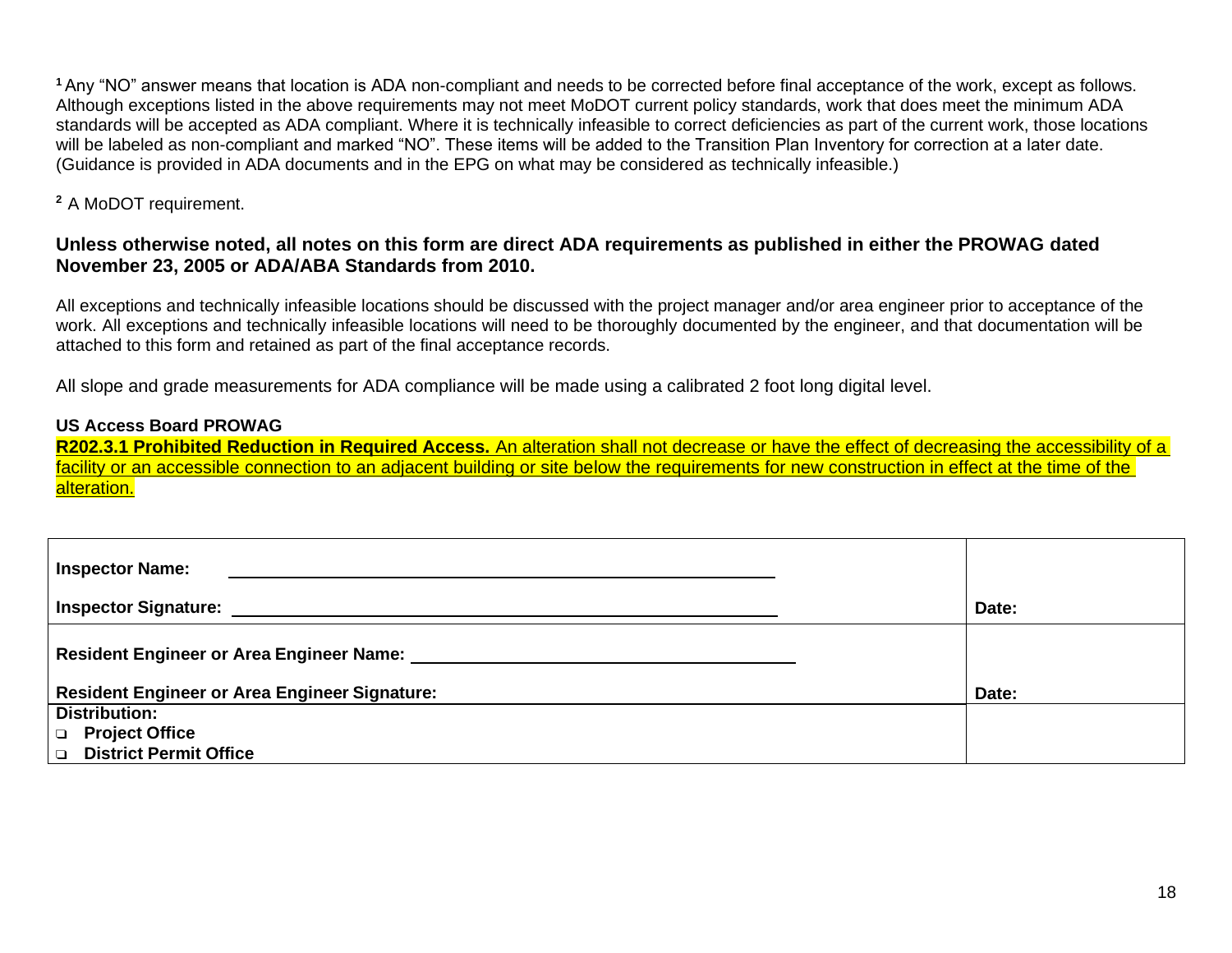[1] Any "NO" answer means that location is ADA non-compliant and needs to be corrected before final acceptance of the work, except as follows. Although exceptions listed in the above requirements may not meet MoDOT current policy standards, work that does meet the minimum ADA standards will be accepted as ADA compliant. Where it is technically infeasible to correct deficiencies as part of the current work, those locations will be labeled as non-compliant and marked "NO". These items will be added to the Transition Plan Inventory for correction at a later date. (Guidance is provided in ADA documents and in the EPG on what may be considered as technically infeasible.)

[2] A MoDOT requirement.

**Unless otherwise noted, all notes on this form are direct ADA requirements as published in either the PROWAG dated November 23, 2005 or ADA/ABA Standards from 2010.**

All exceptions and technically infeasible locations should be discussed with the project manager and/or area engineer prior to acceptance of the work. All exceptions and technically infeasible locations will need to be thoroughly documented by the engineer, and that documentation will be attached to this form and retained as part of the final acceptance records.

All slope and grade measurements for ADA compliance will be made using a calibrated 2 foot long digital level.

**US Access Board PROWAG**

**R202.3.1 Prohibited Reduction in Required Access.** An alteration shall not decrease or have the effect of decreasing the accessibility of a facility or an accessible connection to an adjacent building or site below the requirements for new construction in effect at the time of the alteration.

| | |
|---|---|
| **Inspector Name:** ______________________________<br><br>**Inspector Signature:** ______________________________ | **Date:** |
| **Resident Engineer or Area Engineer Name:** ______________________________<br><br>**Resident Engineer or Area Engineer Signature:** | **Date:** |
| **Distribution:**<br>❑ **Project Office**<br>❑ **District Permit Office** | |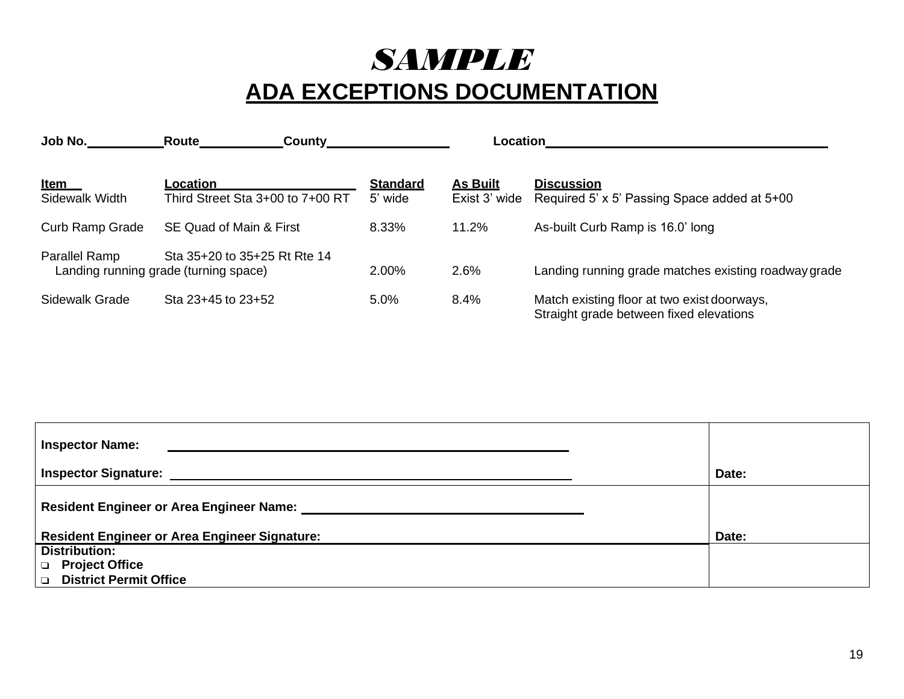# *SAMPLE*

## ADA EXCEPTIONS DOCUMENTATION

**Job No.**\_\_\_\_\_\_\_\_\_\_ **Route**\_\_\_\_\_\_\_\_\_\_ **County**\_\_\_\_\_\_\_\_\_\_\_\_\_\_\_ **Location**\_\_\_\_\_\_\_\_\_\_\_\_\_\_\_\_\_\_\_\_\_\_\_\_\_\_\_\_\_\_\_\_\_\_\_\_

| Item | Location | Standard | As Built | Discussion |
|---|---|---|---|---|
| Sidewalk Width | Third Street Sta 3+00 to 7+00 RT | 5' wide | Exist 3' wide | Required 5' x 5' Passing Space added at 5+00 |
| Curb Ramp Grade | SE Quad of Main & First | 8.33% | 11.2% | As-built Curb Ramp is 16.0' long |
| Parallel Ramp<br>Landing running grade (turning space) | Sta 35+20 to 35+25 Rt Rte 14 | 2.00% | 2.6% | Landing running grade matches existing roadway grade |
| Sidewalk Grade | Sta 23+45 to 23+52 | 5.0% | 8.4% | Match existing floor at two exist doorways, Straight grade between fixed elevations |

| | |
|---|---|
| **Inspector Name:** \_\_\_\_\_\_\_\_\_\_\_\_\_\_\_\_\_\_\_\_\_\_\_\_\_\_\_\_\_\_\_\_<br>**Inspector Signature:** \_\_\_\_\_\_\_\_\_\_\_\_\_\_\_\_\_\_\_\_\_\_\_\_\_\_\_\_\_\_\_\_ | **Date:** |
| **Resident Engineer or Area Engineer Name:** \_\_\_\_\_\_\_\_\_\_\_\_\_\_\_\_\_\_\_\_\_\_\_\_<br>**Resident Engineer or Area Engineer Signature:** | **Date:** |
| **Distribution:**<br>❑ **Project Office**<br>❑ **District Permit Office** | |